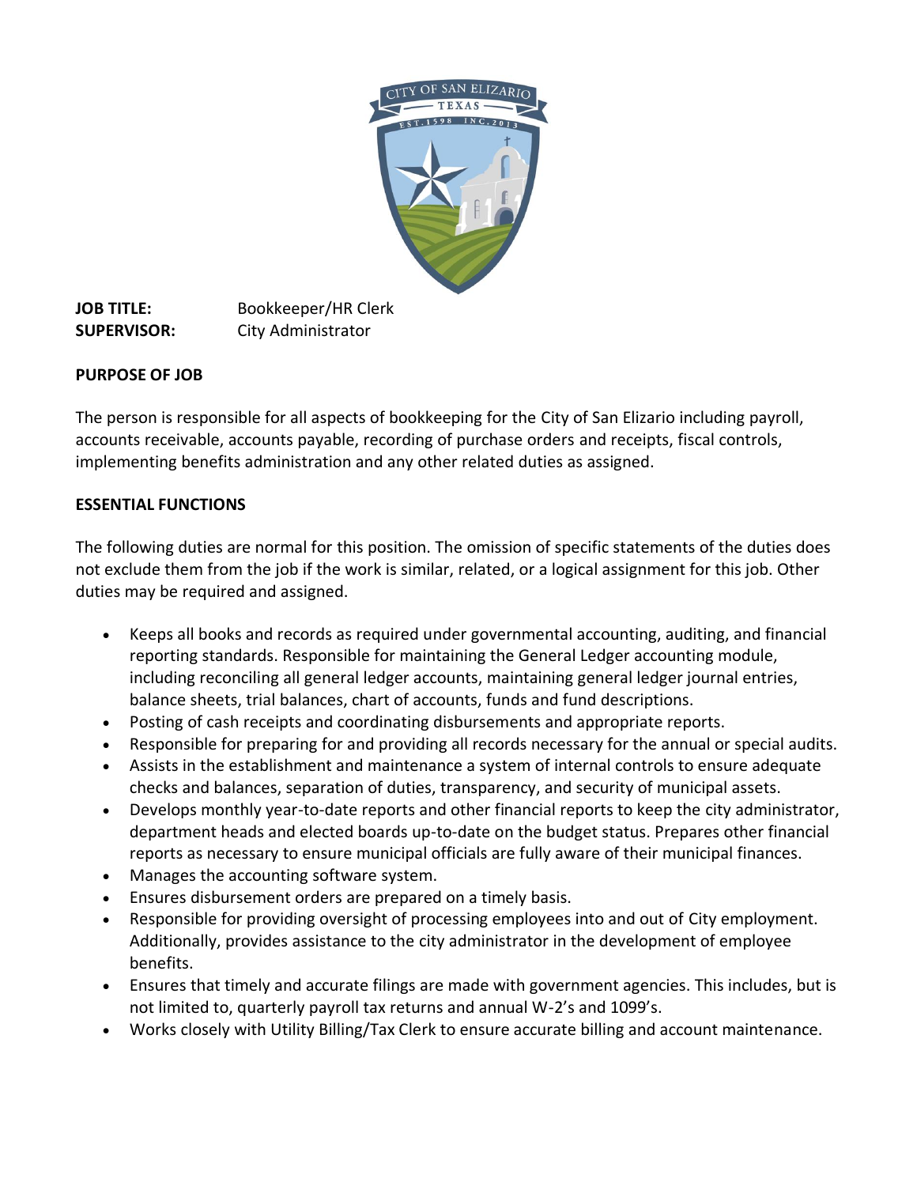**JOB TITLE:** Bookkeeper/HR Clerk
**SUPERVISOR:** City Administrator

## PURPOSE OF JOB

The person is responsible for all aspects of bookkeeping for the City of San Elizario including payroll, accounts receivable, accounts payable, recording of purchase orders and receipts, fiscal controls, implementing benefits administration and any other related duties as assigned.

## ESSENTIAL FUNCTIONS

The following duties are normal for this position. The omission of specific statements of the duties does not exclude them from the job if the work is similar, related, or a logical assignment for this job. Other duties may be required and assigned.

- Keeps all books and records as required under governmental accounting, auditing, and financial reporting standards. Responsible for maintaining the General Ledger accounting module, including reconciling all general ledger accounts, maintaining general ledger journal entries, balance sheets, trial balances, chart of accounts, funds and fund descriptions.
- Posting of cash receipts and coordinating disbursements and appropriate reports.
- Responsible for preparing for and providing all records necessary for the annual or special audits.
- Assists in the establishment and maintenance a system of internal controls to ensure adequate checks and balances, separation of duties, transparency, and security of municipal assets.
- Develops monthly year-to-date reports and other financial reports to keep the city administrator, department heads and elected boards up-to-date on the budget status. Prepares other financial reports as necessary to ensure municipal officials are fully aware of their municipal finances.
- Manages the accounting software system.
- Ensures disbursement orders are prepared on a timely basis.
- Responsible for providing oversight of processing employees into and out of City employment. Additionally, provides assistance to the city administrator in the development of employee benefits.
- Ensures that timely and accurate filings are made with government agencies. This includes, but is not limited to, quarterly payroll tax returns and annual W-2's and 1099's.
- Works closely with Utility Billing/Tax Clerk to ensure accurate billing and account maintenance.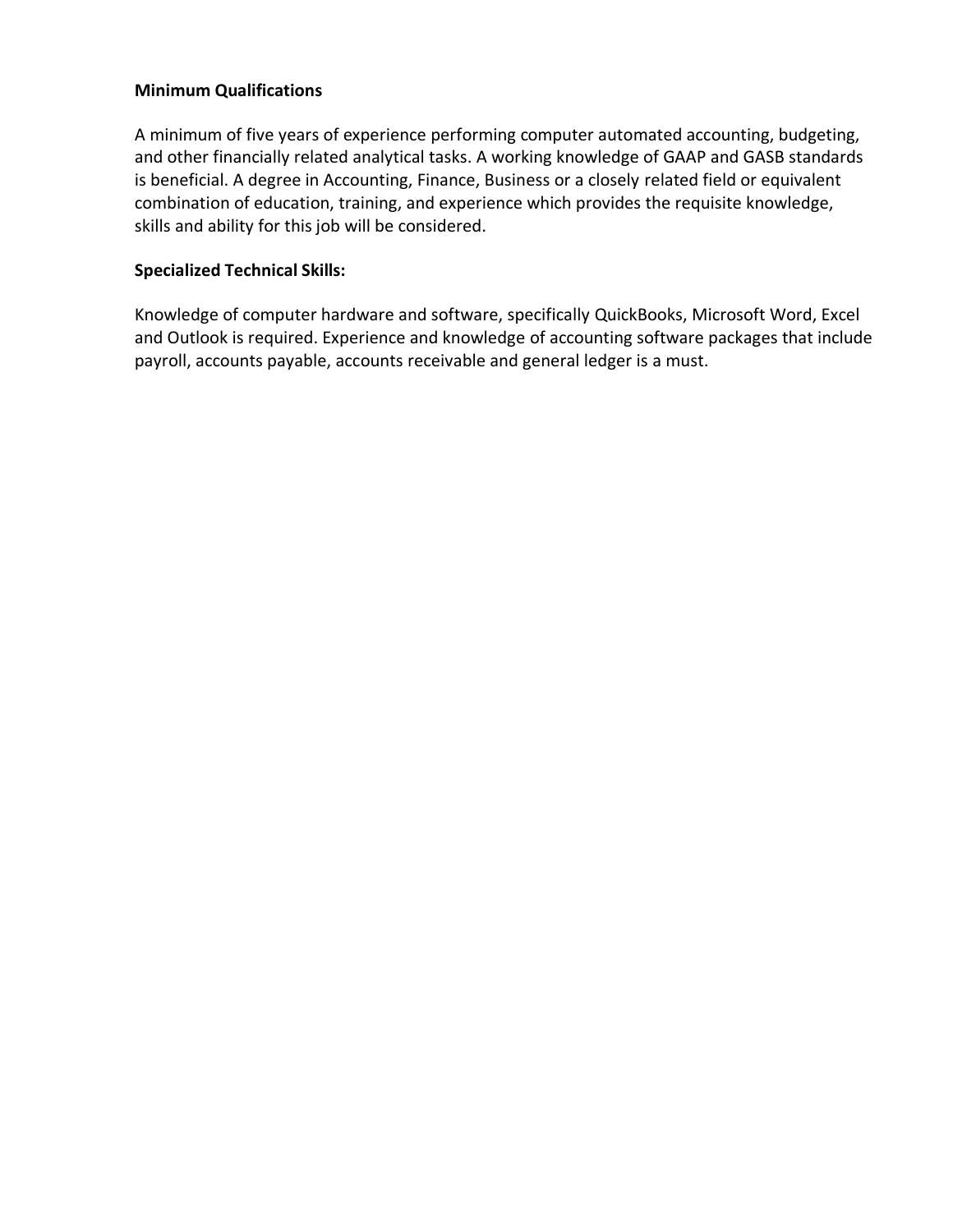**Minimum Qualifications**

A minimum of five years of experience performing computer automated accounting, budgeting, and other financially related analytical tasks. A working knowledge of GAAP and GASB standards is beneficial. A degree in Accounting, Finance, Business or a closely related field or equivalent combination of education, training, and experience which provides the requisite knowledge, skills and ability for this job will be considered.

**Specialized Technical Skills:**

Knowledge of computer hardware and software, specifically QuickBooks, Microsoft Word, Excel and Outlook is required. Experience and knowledge of accounting software packages that include payroll, accounts payable, accounts receivable and general ledger is a must.